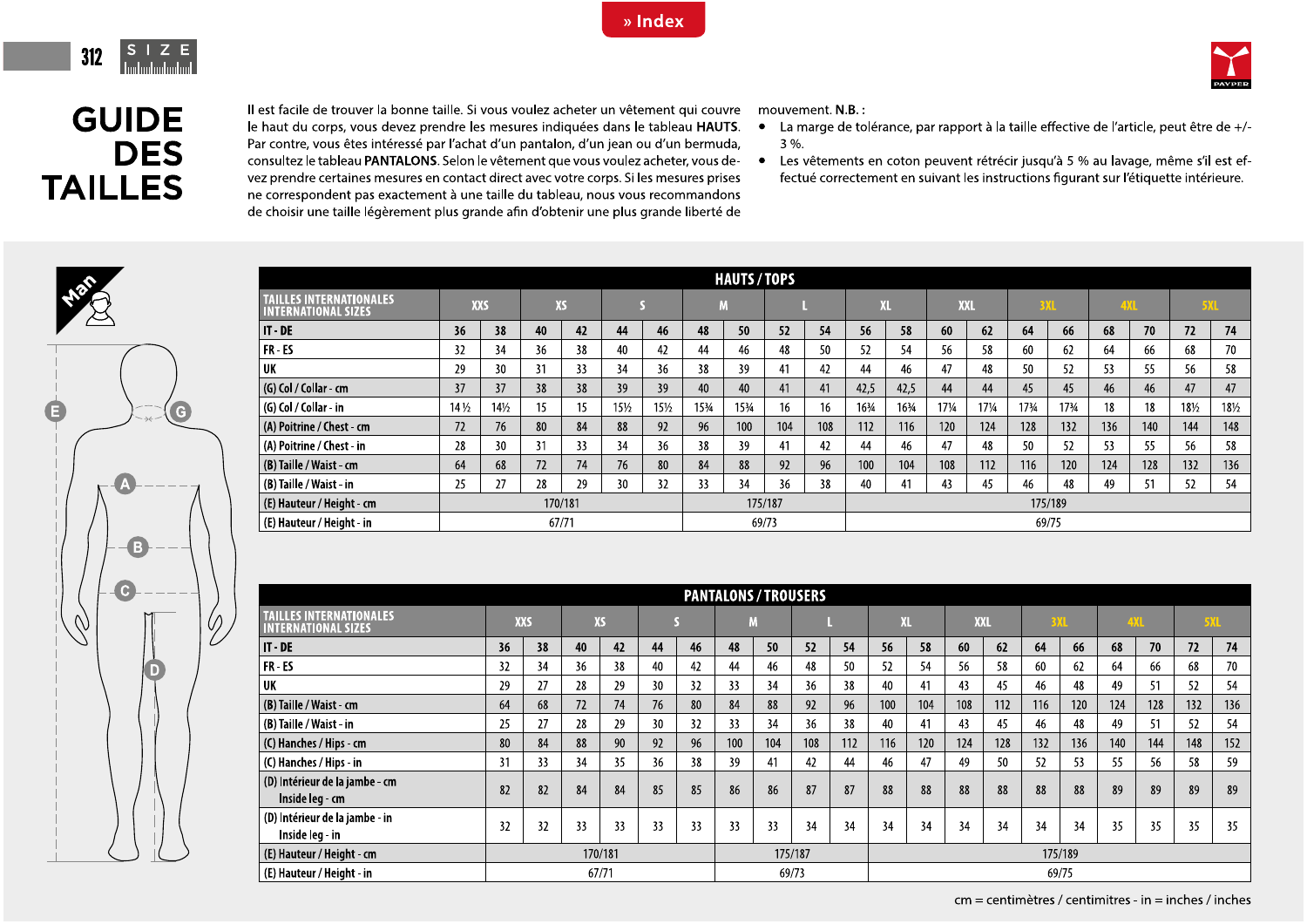# GUIDE DES TAILLES

Il est facile de trouver la bonne taille. Si vous voulez acheter un vêtement qui couvre le haut du corps, vous devez prendre les mesures indiquées dans le tableau **HAUTS**. Par contre, vous êtes intéressé par l'achat d'un pantalon, d'un jean ou d'un bermuda, consultez le tableau **PANTALONS**. Selon le vêtement que vous voulez acheter, vous devez prendre certaines mesures en contact direct avec votre corps. Si les mesures prises ne correspondent pas exactement à une taille du tableau, nous vous recommandons de choisir une taille légèrement plus grande afin d'obtenir une plus grande liberté de mouvement. **N.B.** :

- La marge de tolérance, par rapport à la taille effective de l'article, peut être de +/- 3 %.
- Les vêtements en coton peuvent rétrécir jusqu'à 5 % au lavage, même s'il est effectué correctement en suivant les instructions figurant sur l'étiquette intérieure.

Man

## HAUTS / TOPS

| TAILLES INTERNATIONALES / INTERNATIONAL SIZES | XXS | | XS | | S | | M | | L | | XL | | XXL | | 3XL | | 4XL | | 5XL | |
|---|---|---|---|---|---|---|---|---|---|---|---|---|---|---|---|---|---|---|---|---|
| **IT - DE** | **36** | **38** | **40** | **42** | **44** | **46** | **48** | **50** | **52** | **54** | **56** | **58** | **60** | **62** | **64** | **66** | **68** | **70** | **72** | **74** |
| FR - ES | 32 | 34 | 36 | 38 | 40 | 42 | 44 | 46 | 48 | 50 | 52 | 54 | 56 | 58 | 60 | 62 | 64 | 66 | 68 | 70 |
| UK | 29 | 30 | 31 | 33 | 34 | 36 | 38 | 39 | 41 | 42 | 44 | 46 | 47 | 48 | 50 | 52 | 53 | 55 | 56 | 58 |
| (G) Col / Collar - cm | 37 | 37 | 38 | 38 | 39 | 39 | 40 | 40 | 41 | 41 | 42,5 | 42,5 | 44 | 44 | 45 | 45 | 46 | 46 | 47 | 47 |
| (G) Col / Collar - in | 14 ½ | 14½ | 15 | 15 | 15½ | 15½ | 15¾ | 15¾ | 16 | 16 | 16¾ | 16¾ | 17¼ | 17¼ | 17¾ | 17¾ | 18 | 18 | 18½ | 18½ |
| (A) Poitrine / Chest - cm | 72 | 76 | 80 | 84 | 88 | 92 | 96 | 100 | 104 | 108 | 112 | 116 | 120 | 124 | 128 | 132 | 136 | 140 | 144 | 148 |
| (A) Poitrine / Chest - in | 28 | 30 | 31 | 33 | 34 | 36 | 38 | 39 | 41 | 42 | 44 | 46 | 47 | 48 | 50 | 52 | 53 | 55 | 56 | 58 |
| (B) Taille / Waist - cm | 64 | 68 | 72 | 74 | 76 | 80 | 84 | 88 | 92 | 96 | 100 | 104 | 108 | 112 | 116 | 120 | 124 | 128 | 132 | 136 |
| (B) Taille / Waist - in | 25 | 27 | 28 | 29 | 30 | 32 | 33 | 34 | 36 | 38 | 40 | 41 | 43 | 45 | 46 | 48 | 49 | 51 | 52 | 54 |
| (E) Hauteur / Height - cm | 170/181 | | | | | | 175/187 | | | | 175/189 | | | | | | | | | |
| (E) Hauteur / Height - in | 67/71 | | | | | | 69/73 | | | | 69/75 | | | | | | | | | |

## PANTALONS / TROUSERS

| TAILLES INTERNATIONALES / INTERNATIONAL SIZES | XXS | | XS | | S | | M | | L | | XL | | XXL | | 3XL | | 4XL | | 5XL | |
|---|---|---|---|---|---|---|---|---|---|---|---|---|---|---|---|---|---|---|---|---|
| **IT - DE** | **36** | **38** | **40** | **42** | **44** | **46** | **48** | **50** | **52** | **54** | **56** | **58** | **60** | **62** | **64** | **66** | **68** | **70** | **72** | **74** |
| FR - ES | 32 | 34 | 36 | 38 | 40 | 42 | 44 | 46 | 48 | 50 | 52 | 54 | 56 | 58 | 60 | 62 | 64 | 66 | 68 | 70 |
| UK | 29 | 27 | 28 | 29 | 30 | 32 | 33 | 34 | 36 | 38 | 40 | 41 | 43 | 45 | 46 | 48 | 49 | 51 | 52 | 54 |
| (B) Taille / Waist - cm | 64 | 68 | 72 | 74 | 76 | 80 | 84 | 88 | 92 | 96 | 100 | 104 | 108 | 112 | 116 | 120 | 124 | 128 | 132 | 136 |
| (B) Taille / Waist - in | 25 | 27 | 28 | 29 | 30 | 32 | 33 | 34 | 36 | 38 | 40 | 41 | 43 | 45 | 46 | 48 | 49 | 51 | 52 | 54 |
| (C) Hanches / Hips - cm | 80 | 84 | 88 | 90 | 92 | 96 | 100 | 104 | 108 | 112 | 116 | 120 | 124 | 128 | 132 | 136 | 140 | 144 | 148 | 152 |
| (C) Hanches / Hips - in | 31 | 33 | 34 | 35 | 36 | 38 | 39 | 41 | 42 | 44 | 46 | 47 | 49 | 50 | 52 | 53 | 55 | 56 | 58 | 59 |
| (D) Intérieur de la jambe - cm / Inside leg - cm | 82 | 82 | 84 | 84 | 85 | 85 | 86 | 86 | 87 | 87 | 88 | 88 | 88 | 88 | 88 | 88 | 89 | 89 | 89 | 89 |
| (D) Intérieur de la jambe - in / Inside leg - in | 32 | 32 | 33 | 33 | 33 | 33 | 33 | 33 | 34 | 34 | 34 | 34 | 34 | 34 | 34 | 34 | 35 | 35 | 35 | 35 |
| (E) Hauteur / Height - cm | 170/181 | | | | | | 175/187 | | | | 175/189 | | | | | | | | | |
| (E) Hauteur / Height - in | 67/71 | | | | | | 69/73 | | | | 69/75 | | | | | | | | | |

cm = centimètres / centimitres - in = inches / inches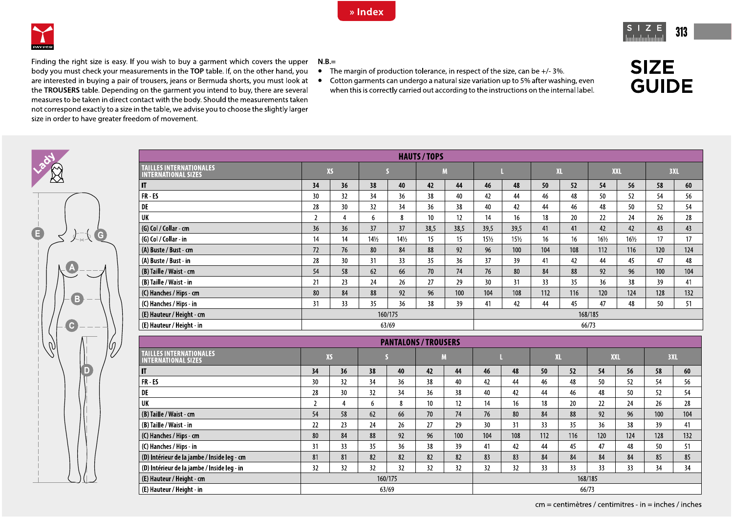» Index

# SIZE GUIDE

Finding the right size is easy. If you wish to buy a garment which covers the upper body you must check your measurements in the **TOP** table. If, on the other hand, you are interested in buying a pair of trousers, jeans or Bermuda shorts, you must look at the **TROUSERS** table. Depending on the garment you intend to buy, there are several measures to be taken in direct contact with the body. Should the measurements taken not correspond exactly to a size in the table, we advise you to choose the slightly larger size in order to have greater freedom of movement.

N.B.=

- The margin of production tolerance, in respect of the size, can be +/- 3%.
- Cotton garments can undergo a natural size variation up to 5% after washing, even when this is correctly carried out according to the instructions on the internal label.

Lady

## HAUTS / TOPS

| TAILLES INTERNATIONALES INTERNATIONAL SIZES | XS | | S | | M | | L | | XL | | XXL | | 3XL | |
|---|---|---|---|---|---|---|---|---|---|---|---|---|---|---|
| IT | 34 | 36 | 38 | 40 | 42 | 44 | 46 | 48 | 50 | 52 | 54 | 56 | 58 | 60 |
| FR - ES | 30 | 32 | 34 | 36 | 38 | 40 | 42 | 44 | 46 | 48 | 50 | 52 | 54 | 56 |
| DE | 28 | 30 | 32 | 34 | 36 | 38 | 40 | 42 | 44 | 46 | 48 | 50 | 52 | 54 |
| UK | 2 | 4 | 6 | 8 | 10 | 12 | 14 | 16 | 18 | 20 | 22 | 24 | 26 | 28 |
| (G) Col / Collar - cm | 36 | 36 | 37 | 37 | 38,5 | 38,5 | 39,5 | 39,5 | 41 | 41 | 42 | 42 | 43 | 43 |
| (G) Col / Collar - in | 14 | 14 | 14½ | 14½ | 15 | 15 | 15½ | 15½ | 16 | 16 | 16½ | 16½ | 17 | 17 |
| (A) Buste / Bust - cm | 72 | 76 | 80 | 84 | 88 | 92 | 96 | 100 | 104 | 108 | 112 | 116 | 120 | 124 |
| (A) Buste / Bust - in | 28 | 30 | 31 | 33 | 35 | 36 | 37 | 39 | 41 | 42 | 44 | 45 | 47 | 48 |
| (B) Taille / Waist - cm | 54 | 58 | 62 | 66 | 70 | 74 | 76 | 80 | 84 | 88 | 92 | 96 | 100 | 104 |
| (B) Taille / Waist - in | 21 | 23 | 24 | 26 | 27 | 29 | 30 | 31 | 33 | 35 | 36 | 38 | 39 | 41 |
| (C) Hanches / Hips - cm | 80 | 84 | 88 | 92 | 96 | 100 | 104 | 108 | 112 | 116 | 120 | 124 | 128 | 132 |
| (C) Hanches / Hips - in | 31 | 33 | 35 | 36 | 38 | 39 | 41 | 42 | 44 | 45 | 47 | 48 | 50 | 51 |
| (E) Hauteur / Height - cm | 160/175 | | | | | | 168/185 | | | | | | | |
| (E) Hauteur / Height - in | 63/69 | | | | | | 66/73 | | | | | | | |

## PANTALONS / TROUSERS

| TAILLES INTERNATIONALES INTERNATIONAL SIZES | XS | | S | | M | | L | | XL | | XXL | | 3XL | |
|---|---|---|---|---|---|---|---|---|---|---|---|---|---|---|
| IT | 34 | 36 | 38 | 40 | 42 | 44 | 46 | 48 | 50 | 52 | 54 | 56 | 58 | 60 |
| FR - ES | 30 | 32 | 34 | 36 | 38 | 40 | 42 | 44 | 46 | 48 | 50 | 52 | 54 | 56 |
| DE | 28 | 30 | 32 | 34 | 36 | 38 | 40 | 42 | 44 | 46 | 48 | 50 | 52 | 54 |
| UK | 2 | 4 | 6 | 8 | 10 | 12 | 14 | 16 | 18 | 20 | 22 | 24 | 26 | 28 |
| (B) Taille / Waist - cm | 54 | 58 | 62 | 66 | 70 | 74 | 76 | 80 | 84 | 88 | 92 | 96 | 100 | 104 |
| (B) Taille / Waist - in | 22 | 23 | 24 | 26 | 27 | 29 | 30 | 31 | 33 | 35 | 36 | 38 | 39 | 41 |
| (C) Hanches / Hips - cm | 80 | 84 | 88 | 92 | 96 | 100 | 104 | 108 | 112 | 116 | 120 | 124 | 128 | 132 |
| (C) Hanches / Hips - in | 31 | 33 | 35 | 36 | 38 | 39 | 41 | 42 | 44 | 45 | 47 | 48 | 50 | 51 |
| (D) Intérieur de la jambe / Inside leg - cm | 81 | 81 | 82 | 82 | 82 | 82 | 83 | 83 | 84 | 84 | 84 | 84 | 85 | 85 |
| (D) Intérieur de la jambe / Inside leg - in | 32 | 32 | 32 | 32 | 32 | 32 | 32 | 32 | 33 | 33 | 33 | 33 | 34 | 34 |
| (E) Hauteur / Height - cm | 160/175 | | | | | | 168/185 | | | | | | | |
| (E) Hauteur / Height - in | 63/69 | | | | | | 66/73 | | | | | | | |

cm = centimètres / centimitres - in = inches / inches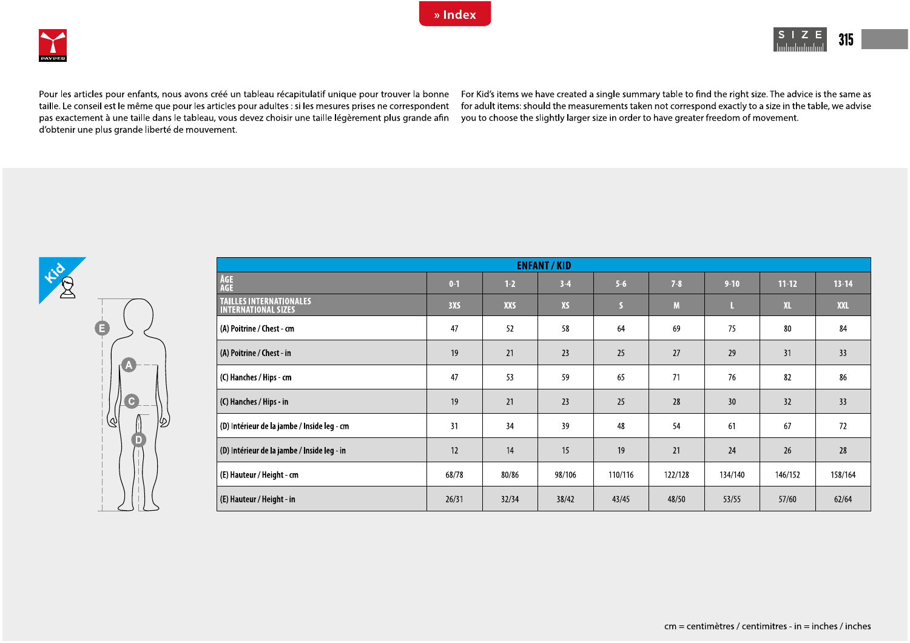Pour les articles pour enfants, nous avons créé un tableau récapitulatif unique pour trouver la bonne taille. Le conseil est le même que pour les articles pour adultes : si les mesures prises ne correspondent pas exactement à une taille dans le tableau, vous devez choisir une taille légèrement plus grande afin d'obtenir une plus grande liberté de mouvement.

For Kid's items we have created a single summary table to find the right size. The advice is the same as for adult items: should the measurements taken not correspond exactly to a size in the table, we advise you to choose the slightly larger size in order to have greater freedom of movement.

Kid

| ENFANT / KID | | | | | | | | |
|---|---|---|---|---|---|---|---|---|
| ÂGE / AGE | 0-1 | 1-2 | 3-4 | 5-6 | 7-8 | 9-10 | 11-12 | 13-14 |
| TAILLES INTERNATIONALES / INTERNATIONAL SIZES | 3XS | XXS | XS | S | M | L | XL | XXL |
| (A) Poitrine / Chest - cm | 47 | 52 | 58 | 64 | 69 | 75 | 80 | 84 |
| (A) Poitrine / Chest - in | 19 | 21 | 23 | 25 | 27 | 29 | 31 | 33 |
| (C) Hanches / Hips - cm | 47 | 53 | 59 | 65 | 71 | 76 | 82 | 86 |
| (C) Hanches / Hips - in | 19 | 21 | 23 | 25 | 28 | 30 | 32 | 33 |
| (D) Intérieur de la jambe / Inside leg - cm | 31 | 34 | 39 | 48 | 54 | 61 | 67 | 72 |
| (D) Intérieur de la jambe / Inside leg - in | 12 | 14 | 15 | 19 | 21 | 24 | 26 | 28 |
| (E) Hauteur / Height - cm | 68/78 | 80/86 | 98/106 | 110/116 | 122/128 | 134/140 | 146/152 | 158/164 |
| (E) Hauteur / Height - in | 26/31 | 32/34 | 38/42 | 43/45 | 48/50 | 53/55 | 57/60 | 62/64 |

cm = centimètres / centimitres - in = inches / inches